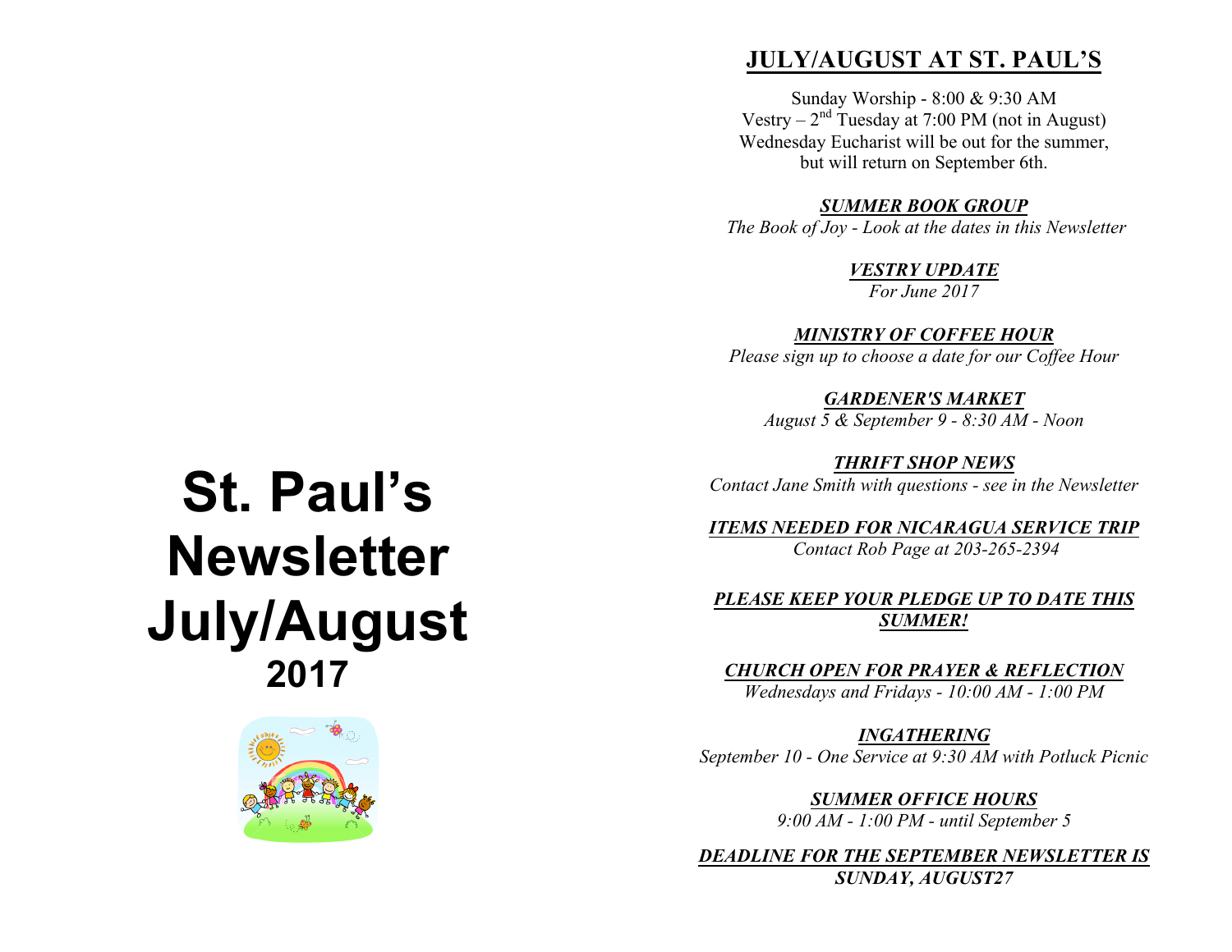# St. Paul's Newsletter July/August 2017

## JULY/AUGUST AT ST. PAUL'S

Sunday Worship - 8:00 & 9:30 AM
Vestry – 2nd Tuesday at 7:00 PM (not in August)
Wednesday Eucharist will be out for the summer, but will return on September 6th.

***SUMMER BOOK GROUP***
*The Book of Joy - Look at the dates in this Newsletter*

***VESTRY UPDATE***
*For June 2017*

***MINISTRY OF COFFEE HOUR***
*Please sign up to choose a date for our Coffee Hour*

***GARDENER'S MARKET***
*August 5 & September 9 - 8:30 AM - Noon*

***THRIFT SHOP NEWS***
*Contact Jane Smith with questions - see in the Newsletter*

***ITEMS NEEDED FOR NICARAGUA SERVICE TRIP***
*Contact Rob Page at 203-265-2394*

***PLEASE KEEP YOUR PLEDGE UP TO DATE THIS SUMMER!***

***CHURCH OPEN FOR PRAYER & REFLECTION***
*Wednesdays and Fridays - 10:00 AM - 1:00 PM*

***INGATHERING***
*September 10 - One Service at 9:30 AM with Potluck Picnic*

***SUMMER OFFICE HOURS***
*9:00 AM - 1:00 PM - until September 5*

***DEADLINE FOR THE SEPTEMBER NEWSLETTER IS SUNDAY, AUGUST27***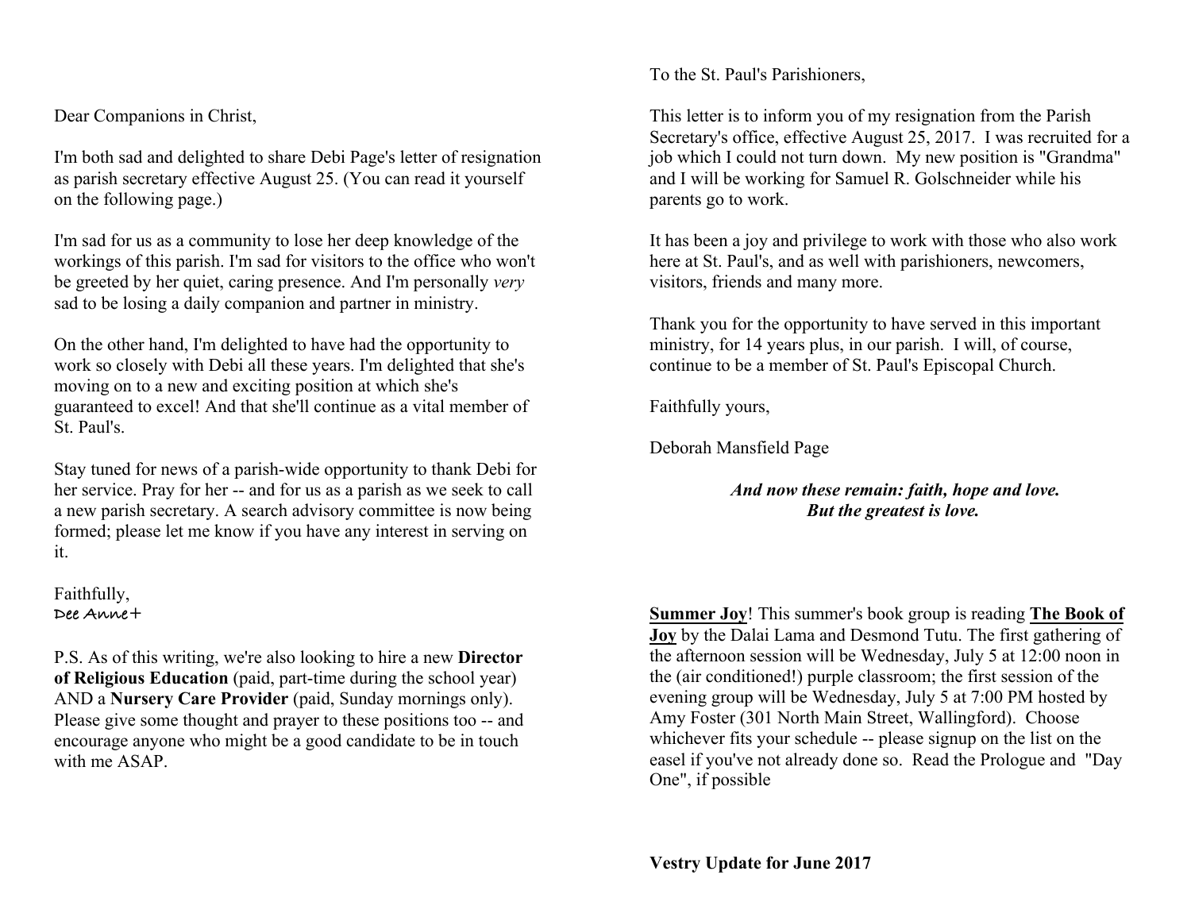Dear Companions in Christ,

I'm both sad and delighted to share Debi Page's letter of resignation as parish secretary effective August 25. (You can read it yourself on the following page.)

I'm sad for us as a community to lose her deep knowledge of the workings of this parish. I'm sad for visitors to the office who won't be greeted by her quiet, caring presence. And I'm personally *very* sad to be losing a daily companion and partner in ministry.

On the other hand, I'm delighted to have had the opportunity to work so closely with Debi all these years. I'm delighted that she's moving on to a new and exciting position at which she's guaranteed to excel! And that she'll continue as a vital member of St. Paul's.

Stay tuned for news of a parish-wide opportunity to thank Debi for her service. Pray for her -- and for us as a parish as we seek to call a new parish secretary. A search advisory committee is now being formed; please let me know if you have any interest in serving on it.

Faithfully,
Dee Anne+

P.S. As of this writing, we're also looking to hire a new **Director of Religious Education** (paid, part-time during the school year) AND a **Nursery Care Provider** (paid, Sunday mornings only). Please give some thought and prayer to these positions too -- and encourage anyone who might be a good candidate to be in touch with me ASAP.

To the St. Paul's Parishioners,

This letter is to inform you of my resignation from the Parish Secretary's office, effective August 25, 2017. I was recruited for a job which I could not turn down. My new position is "Grandma" and I will be working for Samuel R. Golschneider while his parents go to work.

It has been a joy and privilege to work with those who also work here at St. Paul's, and as well with parishioners, newcomers, visitors, friends and many more.

Thank you for the opportunity to have served in this important ministry, for 14 years plus, in our parish. I will, of course, continue to be a member of St. Paul's Episcopal Church.

Faithfully yours,

Deborah Mansfield Page

***And now these remain: faith, hope and love.***
***But the greatest is love.***

**Summer Joy**! This summer's book group is reading **The Book of Joy** by the Dalai Lama and Desmond Tutu. The first gathering of the afternoon session will be Wednesday, July 5 at 12:00 noon in the (air conditioned!) purple classroom; the first session of the evening group will be Wednesday, July 5 at 7:00 PM hosted by Amy Foster (301 North Main Street, Wallingford). Choose whichever fits your schedule -- please signup on the list on the easel if you've not already done so. Read the Prologue and "Day One", if possible

**Vestry Update for June 2017**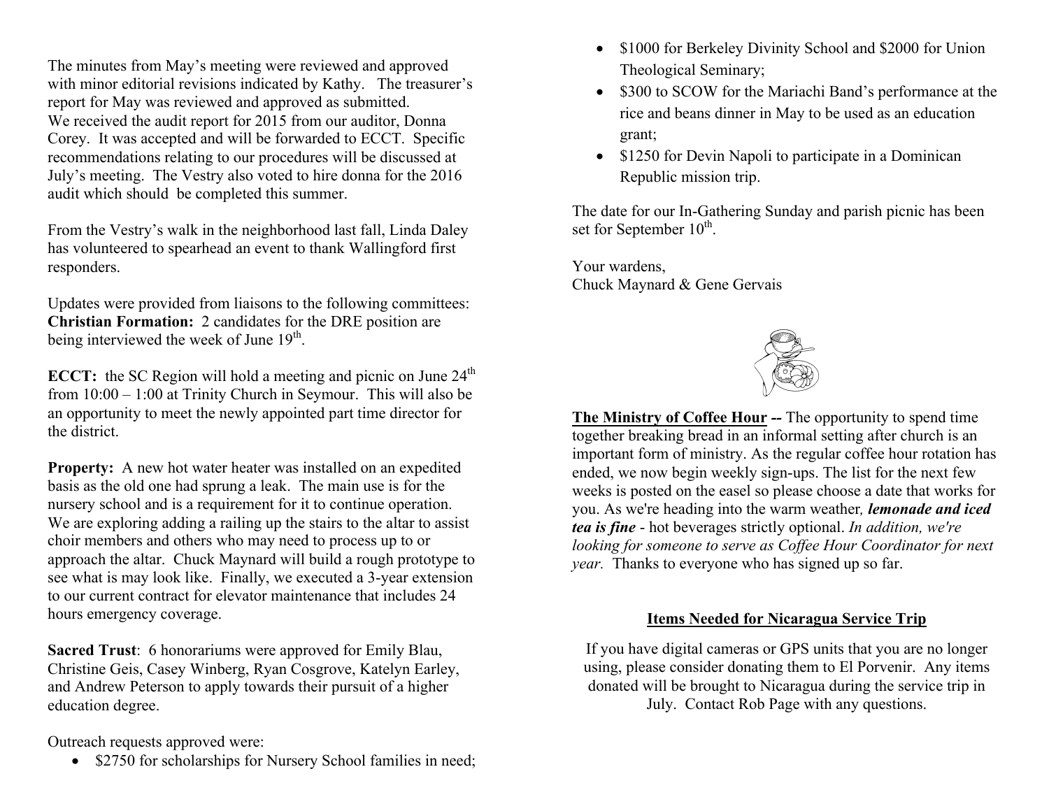The minutes from May's meeting were reviewed and approved with minor editorial revisions indicated by Kathy. The treasurer's report for May was reviewed and approved as submitted. We received the audit report for 2015 from our auditor, Donna Corey. It was accepted and will be forwarded to ECCT. Specific recommendations relating to our procedures will be discussed at July's meeting. The Vestry also voted to hire donna for the 2016 audit which should be completed this summer.

From the Vestry's walk in the neighborhood last fall, Linda Daley has volunteered to spearhead an event to thank Wallingford first responders.

Updates were provided from liaisons to the following committees: **Christian Formation:** 2 candidates for the DRE position are being interviewed the week of June 19th.

**ECCT:** the SC Region will hold a meeting and picnic on June 24th from 10:00 – 1:00 at Trinity Church in Seymour. This will also be an opportunity to meet the newly appointed part time director for the district.

**Property:** A new hot water heater was installed on an expedited basis as the old one had sprung a leak. The main use is for the nursery school and is a requirement for it to continue operation. We are exploring adding a railing up the stairs to the altar to assist choir members and others who may need to process up to or approach the altar. Chuck Maynard will build a rough prototype to see what is may look like. Finally, we executed a 3-year extension to our current contract for elevator maintenance that includes 24 hours emergency coverage.

**Sacred Trust**: 6 honorariums were approved for Emily Blau, Christine Geis, Casey Winberg, Ryan Cosgrove, Katelyn Earley, and Andrew Peterson to apply towards their pursuit of a higher education degree.

Outreach requests approved were:

- $2750 for scholarships for Nursery School families in need;
- $1000 for Berkeley Divinity School and $2000 for Union Theological Seminary;
- $300 to SCOW for the Mariachi Band's performance at the rice and beans dinner in May to be used as an education grant;
- $1250 for Devin Napoli to participate in a Dominican Republic mission trip.

The date for our In-Gathering Sunday and parish picnic has been set for September 10th.

Your wardens,
Chuck Maynard & Gene Gervais

**The Ministry of Coffee Hour --** The opportunity to spend time together breaking bread in an informal setting after church is an important form of ministry. As the regular coffee hour rotation has ended, we now begin weekly sign-ups. The list for the next few weeks is posted on the easel so please choose a date that works for you. As we're heading into the warm weather*, **lemonade and iced tea is fine*** - hot beverages strictly optional. *In addition, we're looking for someone to serve as Coffee Hour Coordinator for next year.* Thanks to everyone who has signed up so far.

## Items Needed for Nicaragua Service Trip

If you have digital cameras or GPS units that you are no longer using, please consider donating them to El Porvenir. Any items donated will be brought to Nicaragua during the service trip in July. Contact Rob Page with any questions.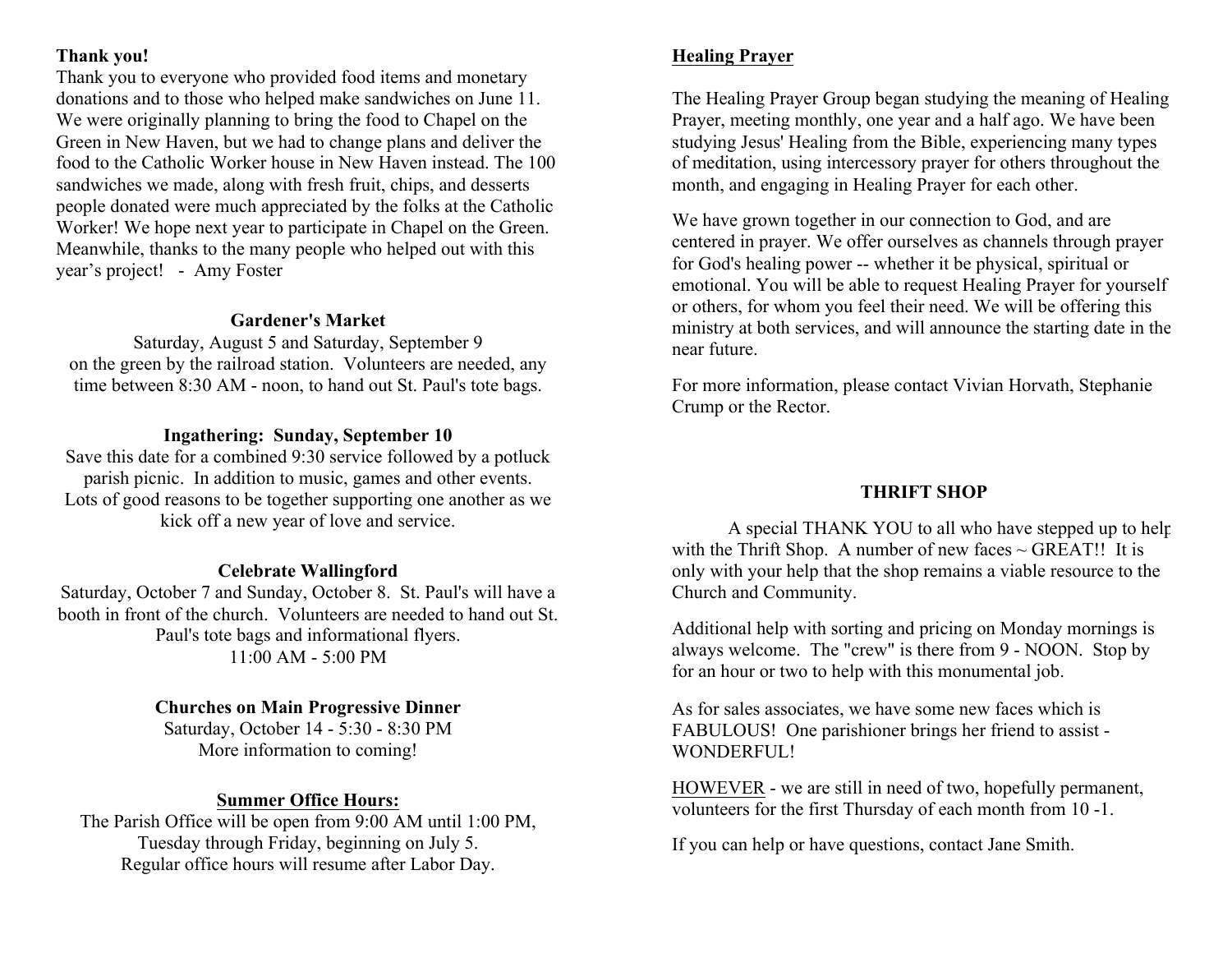**Thank you!**

Thank you to everyone who provided food items and monetary donations and to those who helped make sandwiches on June 11. We were originally planning to bring the food to Chapel on the Green in New Haven, but we had to change plans and deliver the food to the Catholic Worker house in New Haven instead. The 100 sandwiches we made, along with fresh fruit, chips, and desserts people donated were much appreciated by the folks at the Catholic Worker! We hope next year to participate in Chapel on the Green. Meanwhile, thanks to the many people who helped out with this year's project! - Amy Foster

**Gardener's Market**

Saturday, August 5 and Saturday, September 9 on the green by the railroad station. Volunteers are needed, any time between 8:30 AM - noon, to hand out St. Paul's tote bags.

**Ingathering: Sunday, September 10**

Save this date for a combined 9:30 service followed by a potluck parish picnic. In addition to music, games and other events. Lots of good reasons to be together supporting one another as we kick off a new year of love and service.

**Celebrate Wallingford**

Saturday, October 7 and Sunday, October 8. St. Paul's will have a booth in front of the church. Volunteers are needed to hand out St. Paul's tote bags and informational flyers.
11:00 AM - 5:00 PM

**Churches on Main Progressive Dinner**

Saturday, October 14 - 5:30 - 8:30 PM
More information to coming!

**Summer Office Hours:**

The Parish Office will be open from 9:00 AM until 1:00 PM, Tuesday through Friday, beginning on July 5.
Regular office hours will resume after Labor Day.

**Healing Prayer**

The Healing Prayer Group began studying the meaning of Healing Prayer, meeting monthly, one year and a half ago. We have been studying Jesus' Healing from the Bible, experiencing many types of meditation, using intercessory prayer for others throughout the month, and engaging in Healing Prayer for each other.

We have grown together in our connection to God, and are centered in prayer. We offer ourselves as channels through prayer for God's healing power -- whether it be physical, spiritual or emotional. You will be able to request Healing Prayer for yourself or others, for whom you feel their need. We will be offering this ministry at both services, and will announce the starting date in the near future.

For more information, please contact Vivian Horvath, Stephanie Crump or the Rector.

**THRIFT SHOP**

A special THANK YOU to all who have stepped up to help with the Thrift Shop. A number of new faces ~ GREAT!! It is only with your help that the shop remains a viable resource to the Church and Community.

Additional help with sorting and pricing on Monday mornings is always welcome. The "crew" is there from 9 - NOON. Stop by for an hour or two to help with this monumental job.

As for sales associates, we have some new faces which is FABULOUS! One parishioner brings her friend to assist - WONDERFUL!

HOWEVER - we are still in need of two, hopefully permanent, volunteers for the first Thursday of each month from 10 -1.

If you can help or have questions, contact Jane Smith.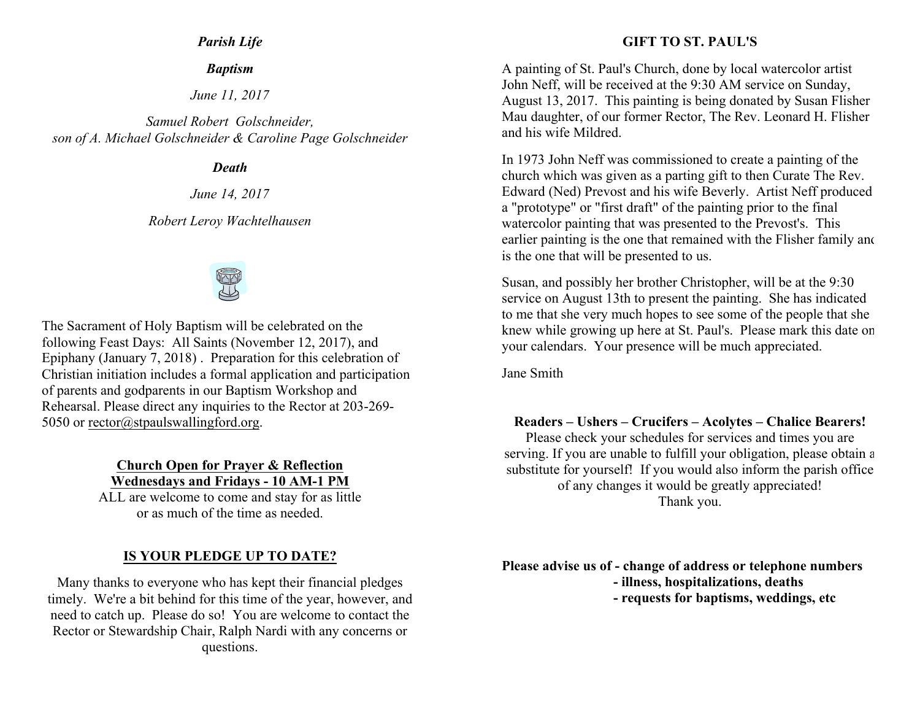***Parish Life***

***Baptism***

*June 11, 2017*

*Samuel Robert Golschneider,*
*son of A. Michael Golschneider & Caroline Page Golschneider*

***Death***

*June 14, 2017*

*Robert Leroy Wachtelhausen*

The Sacrament of Holy Baptism will be celebrated on the following Feast Days: All Saints (November 12, 2017), and Epiphany (January 7, 2018) . Preparation for this celebration of Christian initiation includes a formal application and participation of parents and godparents in our Baptism Workshop and Rehearsal. Please direct any inquiries to the Rector at 203-269-5050 or rector@stpaulswallingford.org.

**Church Open for Prayer & Reflection**
**Wednesdays and Fridays - 10 AM-1 PM**

ALL are welcome to come and stay for as little or as much of the time as needed.

**IS YOUR PLEDGE UP TO DATE?**

Many thanks to everyone who has kept their financial pledges timely. We're a bit behind for this time of the year, however, and need to catch up. Please do so! You are welcome to contact the Rector or Stewardship Chair, Ralph Nardi with any concerns or questions.

**GIFT TO ST. PAUL'S**

A painting of St. Paul's Church, done by local watercolor artist John Neff, will be received at the 9:30 AM service on Sunday, August 13, 2017. This painting is being donated by Susan Flisher Mau daughter, of our former Rector, The Rev. Leonard H. Flisher and his wife Mildred.

In 1973 John Neff was commissioned to create a painting of the church which was given as a parting gift to then Curate The Rev. Edward (Ned) Prevost and his wife Beverly. Artist Neff produced a "prototype" or "first draft" of the painting prior to the final watercolor painting that was presented to the Prevost's. This earlier painting is the one that remained with the Flisher family and is the one that will be presented to us.

Susan, and possibly her brother Christopher, will be at the 9:30 service on August 13th to present the painting. She has indicated to me that she very much hopes to see some of the people that she knew while growing up here at St. Paul's. Please mark this date on your calendars. Your presence will be much appreciated.

Jane Smith

**Readers – Ushers – Crucifers – Acolytes – Chalice Bearers!**

Please check your schedules for services and times you are serving. If you are unable to fulfill your obligation, please obtain a substitute for yourself! If you would also inform the parish office of any changes it would be greatly appreciated!
Thank you.

**Please advise us of - change of address or telephone numbers**
**- illness, hospitalizations, deaths**
**- requests for baptisms, weddings, etc**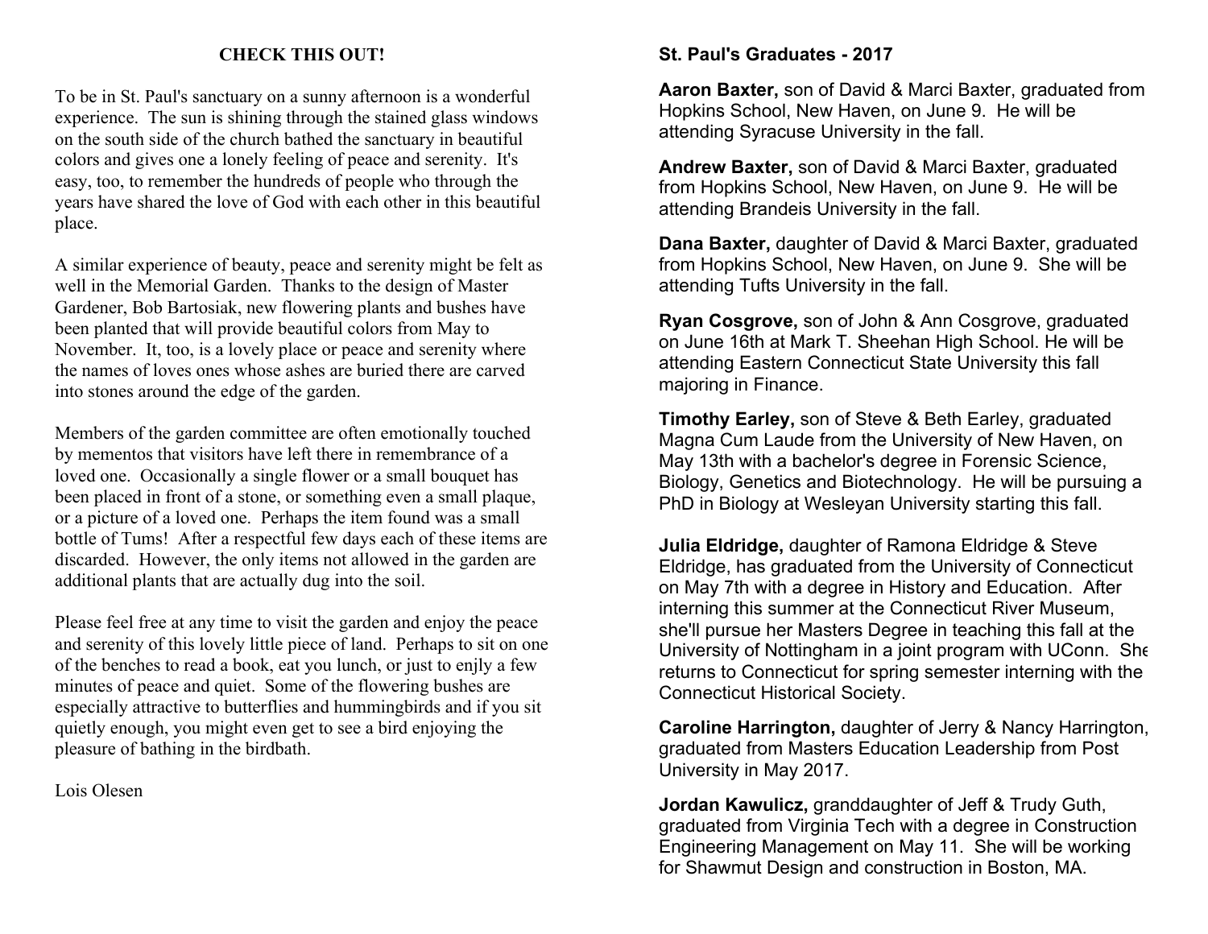## CHECK THIS OUT!

To be in St. Paul's sanctuary on a sunny afternoon is a wonderful experience. The sun is shining through the stained glass windows on the south side of the church bathed the sanctuary in beautiful colors and gives one a lonely feeling of peace and serenity. It's easy, too, to remember the hundreds of people who through the years have shared the love of God with each other in this beautiful place.

A similar experience of beauty, peace and serenity might be felt as well in the Memorial Garden. Thanks to the design of Master Gardener, Bob Bartosiak, new flowering plants and bushes have been planted that will provide beautiful colors from May to November. It, too, is a lovely place or peace and serenity where the names of loves ones whose ashes are buried there are carved into stones around the edge of the garden.

Members of the garden committee are often emotionally touched by mementos that visitors have left there in remembrance of a loved one. Occasionally a single flower or a small bouquet has been placed in front of a stone, or something even a small plaque, or a picture of a loved one. Perhaps the item found was a small bottle of Tums! After a respectful few days each of these items are discarded. However, the only items not allowed in the garden are additional plants that are actually dug into the soil.

Please feel free at any time to visit the garden and enjoy the peace and serenity of this lovely little piece of land. Perhaps to sit on one of the benches to read a book, eat you lunch, or just to enjly a few minutes of peace and quiet. Some of the flowering bushes are especially attractive to butterflies and hummingbirds and if you sit quietly enough, you might even get to see a bird enjoying the pleasure of bathing in the birdbath.

Lois Olesen

## St. Paul's Graduates - 2017

**Aaron Baxter,** son of David & Marci Baxter, graduated from Hopkins School, New Haven, on June 9. He will be attending Syracuse University in the fall.

**Andrew Baxter,** son of David & Marci Baxter, graduated from Hopkins School, New Haven, on June 9. He will be attending Brandeis University in the fall.

**Dana Baxter,** daughter of David & Marci Baxter, graduated from Hopkins School, New Haven, on June 9. She will be attending Tufts University in the fall.

**Ryan Cosgrove,** son of John & Ann Cosgrove, graduated on June 16th at Mark T. Sheehan High School. He will be attending Eastern Connecticut State University this fall majoring in Finance.

**Timothy Earley,** son of Steve & Beth Earley, graduated Magna Cum Laude from the University of New Haven, on May 13th with a bachelor's degree in Forensic Science, Biology, Genetics and Biotechnology. He will be pursuing a PhD in Biology at Wesleyan University starting this fall.

**Julia Eldridge,** daughter of Ramona Eldridge & Steve Eldridge, has graduated from the University of Connecticut on May 7th with a degree in History and Education. After interning this summer at the Connecticut River Museum, she'll pursue her Masters Degree in teaching this fall at the University of Nottingham in a joint program with UConn. She returns to Connecticut for spring semester interning with the Connecticut Historical Society.

**Caroline Harrington,** daughter of Jerry & Nancy Harrington, graduated from Masters Education Leadership from Post University in May 2017.

**Jordan Kawulicz,** granddaughter of Jeff & Trudy Guth, graduated from Virginia Tech with a degree in Construction Engineering Management on May 11. She will be working for Shawmut Design and construction in Boston, MA.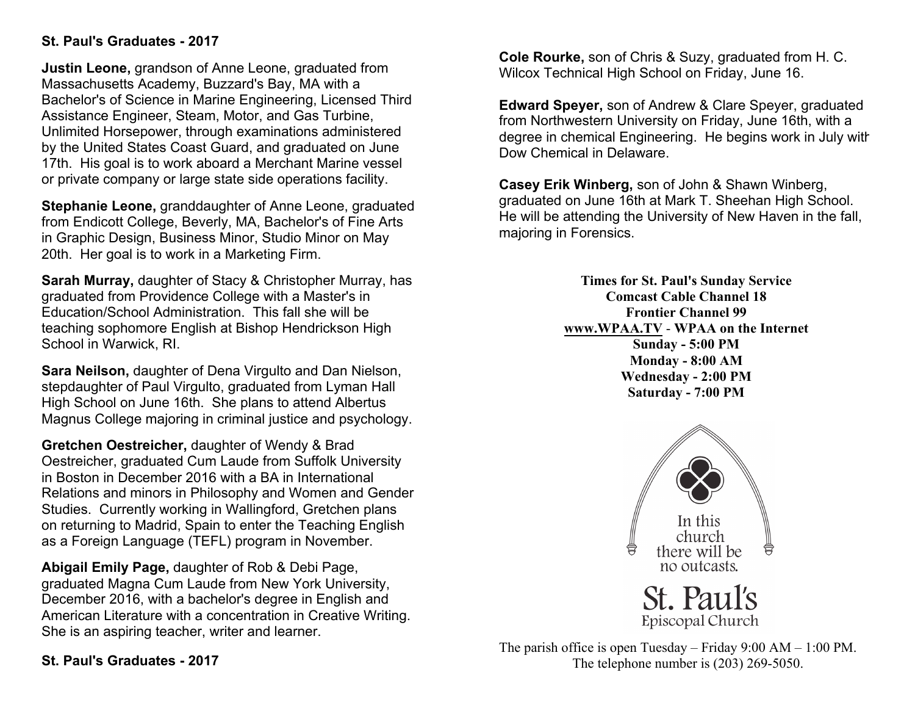**St. Paul's Graduates - 2017**

**Justin Leone,** grandson of Anne Leone, graduated from Massachusetts Academy, Buzzard's Bay, MA with a Bachelor's of Science in Marine Engineering, Licensed Third Assistance Engineer, Steam, Motor, and Gas Turbine, Unlimited Horsepower, through examinations administered by the United States Coast Guard, and graduated on June 17th. His goal is to work aboard a Merchant Marine vessel or private company or large state side operations facility.

**Stephanie Leone,** granddaughter of Anne Leone, graduated from Endicott College, Beverly, MA, Bachelor's of Fine Arts in Graphic Design, Business Minor, Studio Minor on May 20th. Her goal is to work in a Marketing Firm.

**Sarah Murray,** daughter of Stacy & Christopher Murray, has graduated from Providence College with a Master's in Education/School Administration. This fall she will be teaching sophomore English at Bishop Hendrickson High School in Warwick, RI.

**Sara Neilson,** daughter of Dena Virgulto and Dan Nielson, stepdaughter of Paul Virgulto, graduated from Lyman Hall High School on June 16th. She plans to attend Albertus Magnus College majoring in criminal justice and psychology.

**Gretchen Oestreicher,** daughter of Wendy & Brad Oestreicher, graduated Cum Laude from Suffolk University in Boston in December 2016 with a BA in International Relations and minors in Philosophy and Women and Gender Studies. Currently working in Wallingford, Gretchen plans on returning to Madrid, Spain to enter the Teaching English as a Foreign Language (TEFL) program in November.

**Abigail Emily Page,** daughter of Rob & Debi Page, graduated Magna Cum Laude from New York University, December 2016, with a bachelor's degree in English and American Literature with a concentration in Creative Writing. She is an aspiring teacher, writer and learner.

**St. Paul's Graduates - 2017**

**Cole Rourke,** son of Chris & Suzy, graduated from H. C. Wilcox Technical High School on Friday, June 16.

**Edward Speyer,** son of Andrew & Clare Speyer, graduated from Northwestern University on Friday, June 16th, with a degree in chemical Engineering. He begins work in July with Dow Chemical in Delaware.

**Casey Erik Winberg,** son of John & Shawn Winberg, graduated on June 16th at Mark T. Sheehan High School. He will be attending the University of New Haven in the fall, majoring in Forensics.

**Times for St. Paul's Sunday Service**
**Comcast Cable Channel 18**
**Frontier Channel 99**
**www.WPAA.TV - WPAA on the Internet**
**Sunday - 5:00 PM**
**Monday - 8:00 AM**
**Wednesday - 2:00 PM**
**Saturday - 7:00 PM**

In this church there will be no outcasts.

St. Paul's Episcopal Church

The parish office is open Tuesday – Friday 9:00 AM – 1:00 PM.
The telephone number is (203) 269-5050.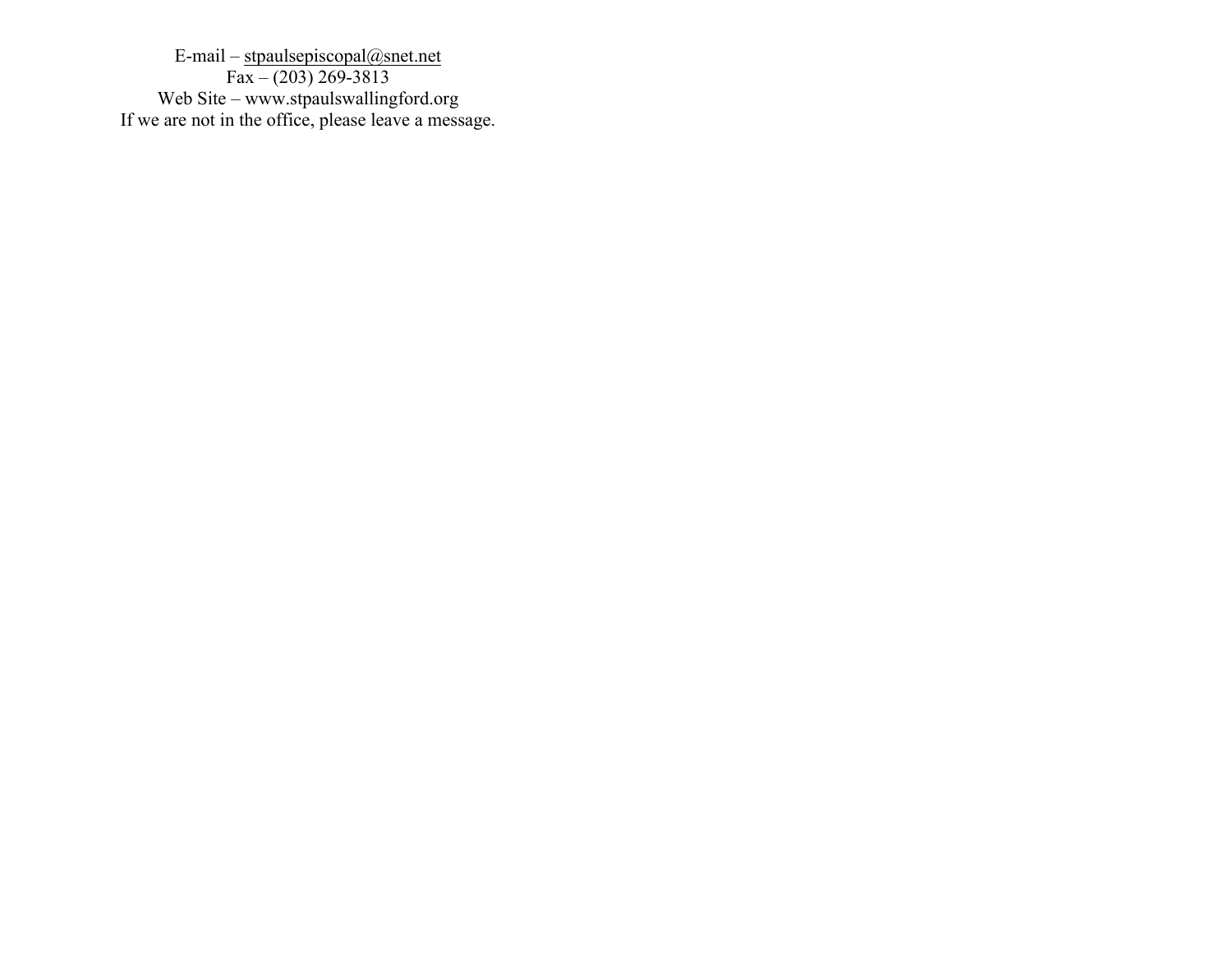E-mail – stpaulsepiscopal@snet.net
Fax – (203) 269-3813
Web Site – www.stpaulswallingford.org
If we are not in the office, please leave a message.